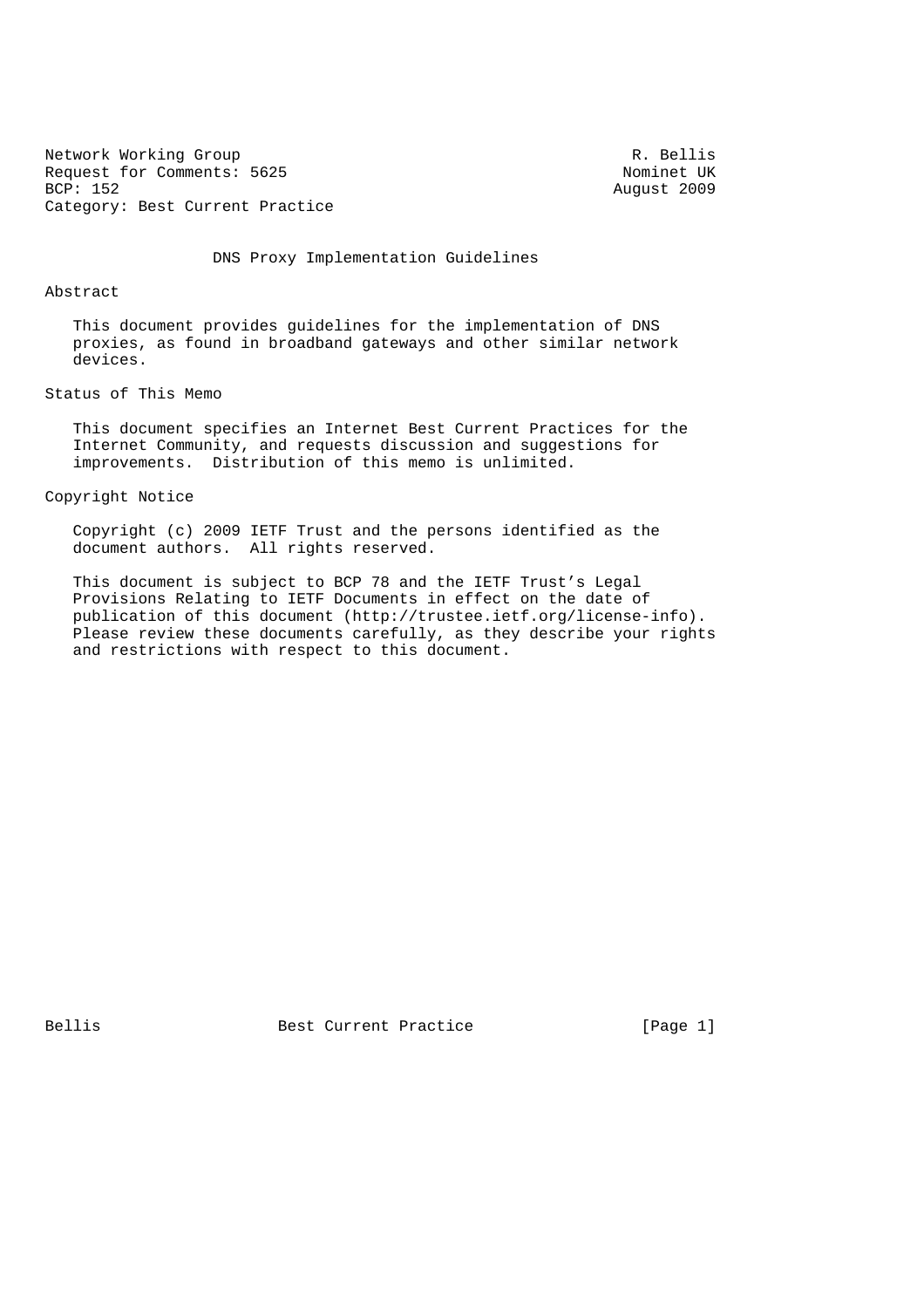Network Working Group R. Bellis
Request for Comments: 5625 Nominet UK
BCP: 152 August 2009
Category: Best Current Practice

# DNS Proxy Implementation Guidelines

## Abstract

This document provides guidelines for the implementation of DNS proxies, as found in broadband gateways and other similar network devices.

## Status of This Memo

This document specifies an Internet Best Current Practices for the Internet Community, and requests discussion and suggestions for improvements. Distribution of this memo is unlimited.

## Copyright Notice

Copyright (c) 2009 IETF Trust and the persons identified as the document authors. All rights reserved.

This document is subject to BCP 78 and the IETF Trust's Legal Provisions Relating to IETF Documents in effect on the date of publication of this document (http://trustee.ietf.org/license-info). Please review these documents carefully, as they describe your rights and restrictions with respect to this document.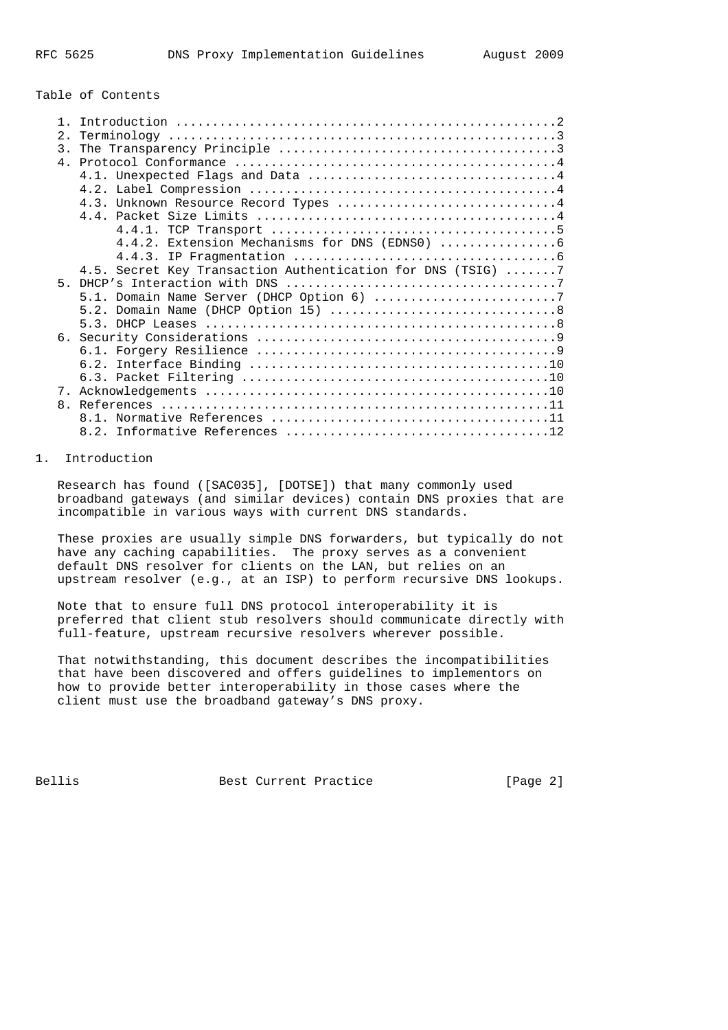Table of Contents

```
   1. Introduction ....................................................2
   2. Terminology .....................................................3
   3. The Transparency Principle ......................................3
   4. Protocol Conformance ............................................4
      4.1. Unexpected Flags and Data ..................................4
      4.2. Label Compression ..........................................4
      4.3. Unknown Resource Record Types ..............................4
      4.4. Packet Size Limits .........................................4
           4.4.1. TCP Transport .......................................5
           4.4.2. Extension Mechanisms for DNS (EDNS0) ................6
           4.4.3. IP Fragmentation ....................................6
      4.5. Secret Key Transaction Authentication for DNS (TSIG) .......7
   5. DHCP's Interaction with DNS .....................................7
      5.1. Domain Name Server (DHCP Option 6) .........................7
      5.2. Domain Name (DHCP Option 15) ...............................8
      5.3. DHCP Leases ................................................8
   6. Security Considerations .........................................9
      6.1. Forgery Resilience .........................................9
      6.2. Interface Binding .........................................10
      6.3. Packet Filtering ..........................................10
   7. Acknowledgements ...............................................10
   8. References .....................................................11
      8.1. Normative References ......................................11
      8.2. Informative References ....................................12
```

## 1. Introduction

Research has found ([SAC035], [DOTSE]) that many commonly used broadband gateways (and similar devices) contain DNS proxies that are incompatible in various ways with current DNS standards.

These proxies are usually simple DNS forwarders, but typically do not have any caching capabilities. The proxy serves as a convenient default DNS resolver for clients on the LAN, but relies on an upstream resolver (e.g., at an ISP) to perform recursive DNS lookups.

Note that to ensure full DNS protocol interoperability it is preferred that client stub resolvers should communicate directly with full-feature, upstream recursive resolvers wherever possible.

That notwithstanding, this document describes the incompatibilities that have been discovered and offers guidelines to implementors on how to provide better interoperability in those cases where the client must use the broadband gateway's DNS proxy.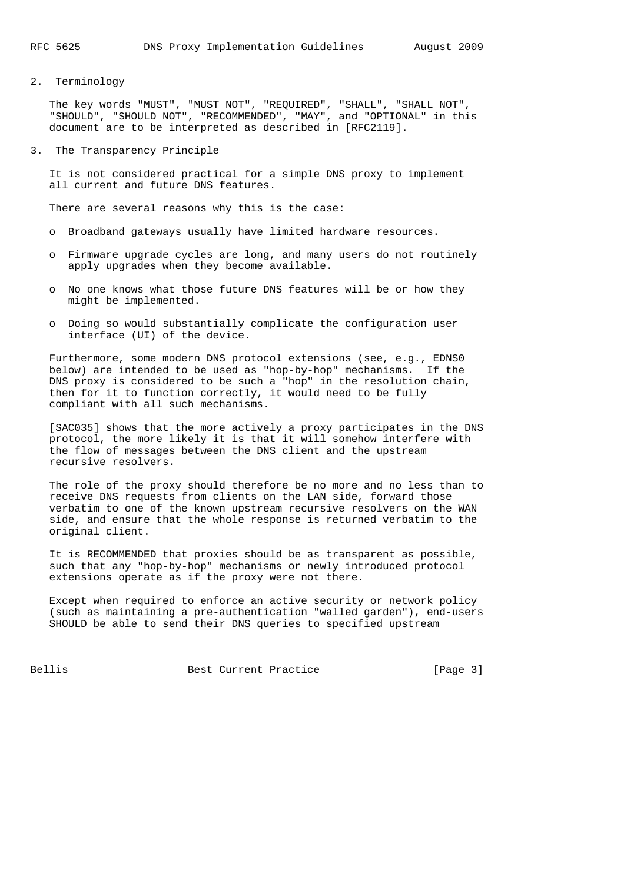## 2. Terminology

The key words "MUST", "MUST NOT", "REQUIRED", "SHALL", "SHALL NOT", "SHOULD", "SHOULD NOT", "RECOMMENDED", "MAY", and "OPTIONAL" in this document are to be interpreted as described in [RFC2119].

## 3. The Transparency Principle

It is not considered practical for a simple DNS proxy to implement all current and future DNS features.

There are several reasons why this is the case:

- Broadband gateways usually have limited hardware resources.
- Firmware upgrade cycles are long, and many users do not routinely apply upgrades when they become available.
- No one knows what those future DNS features will be or how they might be implemented.
- Doing so would substantially complicate the configuration user interface (UI) of the device.

Furthermore, some modern DNS protocol extensions (see, e.g., EDNS0 below) are intended to be used as "hop-by-hop" mechanisms. If the DNS proxy is considered to be such a "hop" in the resolution chain, then for it to function correctly, it would need to be fully compliant with all such mechanisms.

[SAC035] shows that the more actively a proxy participates in the DNS protocol, the more likely it is that it will somehow interfere with the flow of messages between the DNS client and the upstream recursive resolvers.

The role of the proxy should therefore be no more and no less than to receive DNS requests from clients on the LAN side, forward those verbatim to one of the known upstream recursive resolvers on the WAN side, and ensure that the whole response is returned verbatim to the original client.

It is RECOMMENDED that proxies should be as transparent as possible, such that any "hop-by-hop" mechanisms or newly introduced protocol extensions operate as if the proxy were not there.

Except when required to enforce an active security or network policy (such as maintaining a pre-authentication "walled garden"), end-users SHOULD be able to send their DNS queries to specified upstream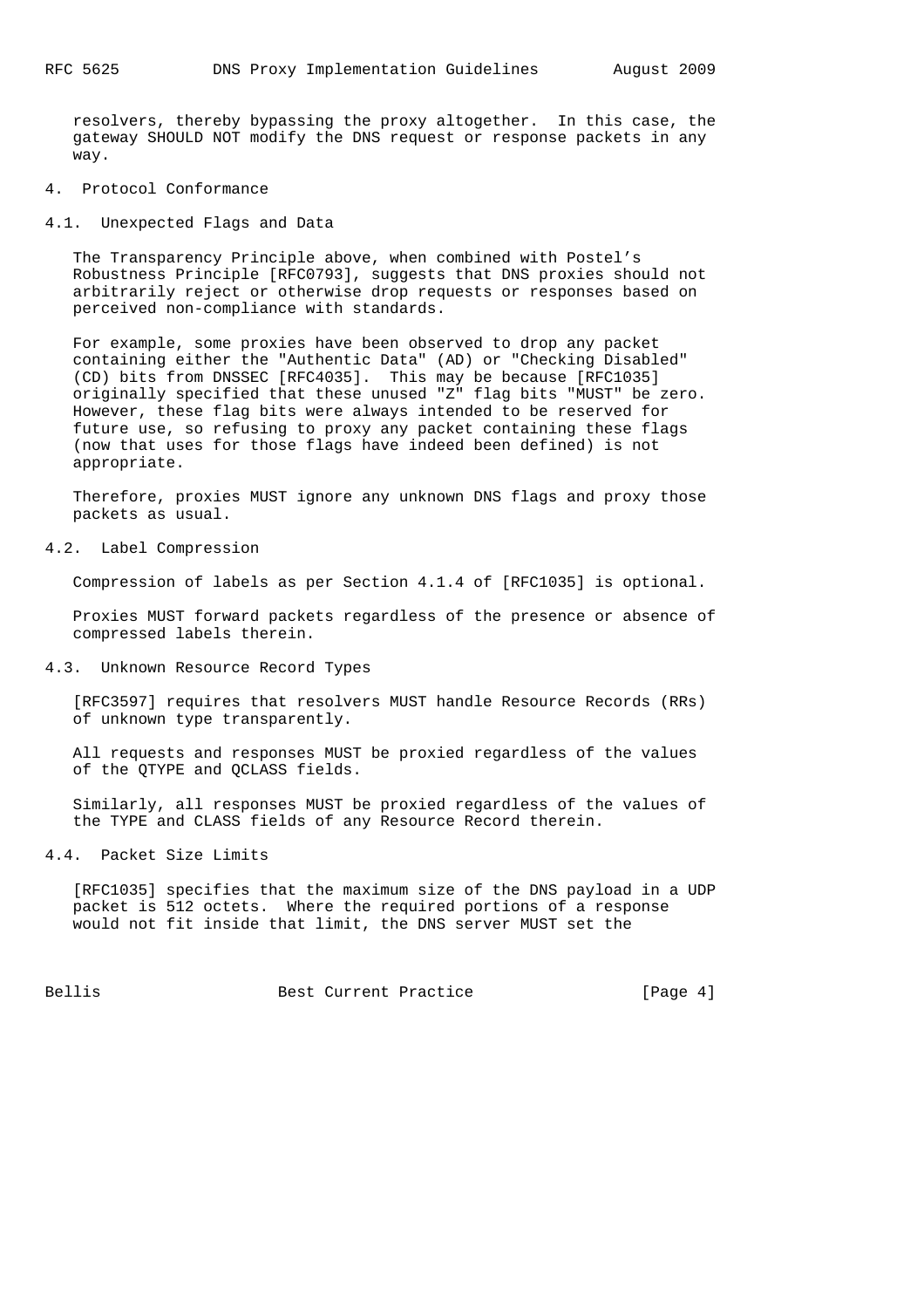resolvers, thereby bypassing the proxy altogether. In this case, the gateway SHOULD NOT modify the DNS request or response packets in any way.

## 4. Protocol Conformance

### 4.1. Unexpected Flags and Data

The Transparency Principle above, when combined with Postel's Robustness Principle [RFC0793], suggests that DNS proxies should not arbitrarily reject or otherwise drop requests or responses based on perceived non-compliance with standards.

For example, some proxies have been observed to drop any packet containing either the "Authentic Data" (AD) or "Checking Disabled" (CD) bits from DNSSEC [RFC4035]. This may be because [RFC1035] originally specified that these unused "Z" flag bits "MUST" be zero. However, these flag bits were always intended to be reserved for future use, so refusing to proxy any packet containing these flags (now that uses for those flags have indeed been defined) is not appropriate.

Therefore, proxies MUST ignore any unknown DNS flags and proxy those packets as usual.

### 4.2. Label Compression

Compression of labels as per Section 4.1.4 of [RFC1035] is optional.

Proxies MUST forward packets regardless of the presence or absence of compressed labels therein.

### 4.3. Unknown Resource Record Types

[RFC3597] requires that resolvers MUST handle Resource Records (RRs) of unknown type transparently.

All requests and responses MUST be proxied regardless of the values of the QTYPE and QCLASS fields.

Similarly, all responses MUST be proxied regardless of the values of the TYPE and CLASS fields of any Resource Record therein.

### 4.4. Packet Size Limits

[RFC1035] specifies that the maximum size of the DNS payload in a UDP packet is 512 octets. Where the required portions of a response would not fit inside that limit, the DNS server MUST set the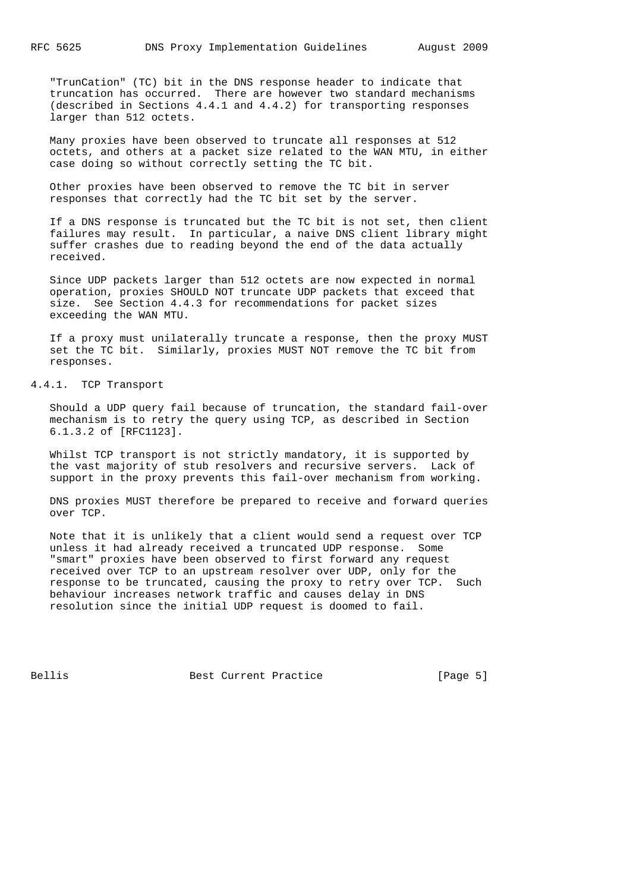"TrunCation" (TC) bit in the DNS response header to indicate that truncation has occurred. There are however two standard mechanisms (described in Sections 4.4.1 and 4.4.2) for transporting responses larger than 512 octets.

Many proxies have been observed to truncate all responses at 512 octets, and others at a packet size related to the WAN MTU, in either case doing so without correctly setting the TC bit.

Other proxies have been observed to remove the TC bit in server responses that correctly had the TC bit set by the server.

If a DNS response is truncated but the TC bit is not set, then client failures may result. In particular, a naive DNS client library might suffer crashes due to reading beyond the end of the data actually received.

Since UDP packets larger than 512 octets are now expected in normal operation, proxies SHOULD NOT truncate UDP packets that exceed that size. See Section 4.4.3 for recommendations for packet sizes exceeding the WAN MTU.

If a proxy must unilaterally truncate a response, then the proxy MUST set the TC bit. Similarly, proxies MUST NOT remove the TC bit from responses.

### 4.4.1. TCP Transport

Should a UDP query fail because of truncation, the standard fail-over mechanism is to retry the query using TCP, as described in Section 6.1.3.2 of [RFC1123].

Whilst TCP transport is not strictly mandatory, it is supported by the vast majority of stub resolvers and recursive servers. Lack of support in the proxy prevents this fail-over mechanism from working.

DNS proxies MUST therefore be prepared to receive and forward queries over TCP.

Note that it is unlikely that a client would send a request over TCP unless it had already received a truncated UDP response. Some "smart" proxies have been observed to first forward any request received over TCP to an upstream resolver over UDP, only for the response to be truncated, causing the proxy to retry over TCP. Such behaviour increases network traffic and causes delay in DNS resolution since the initial UDP request is doomed to fail.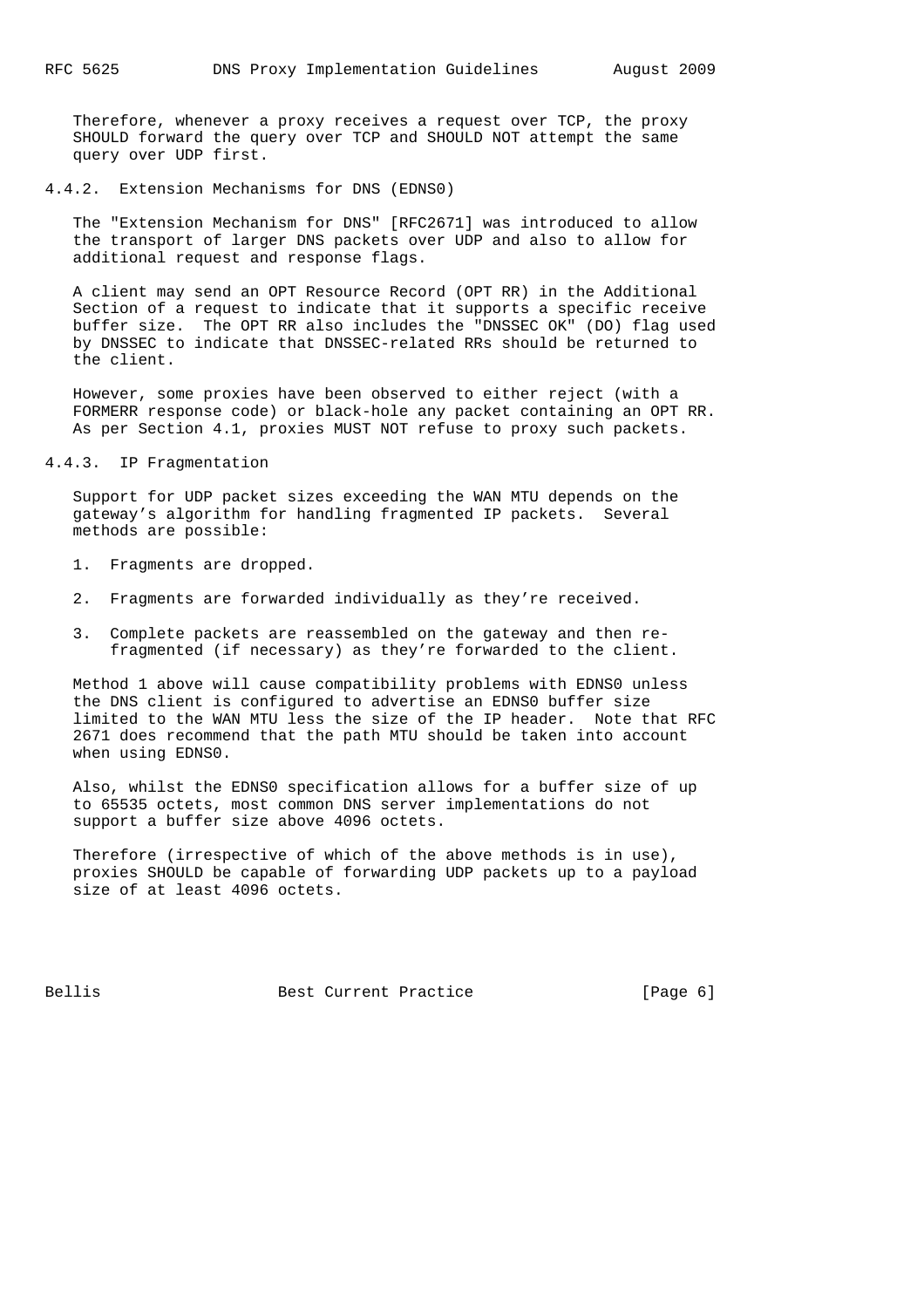Therefore, whenever a proxy receives a request over TCP, the proxy SHOULD forward the query over TCP and SHOULD NOT attempt the same query over UDP first.

### 4.4.2. Extension Mechanisms for DNS (EDNS0)

The "Extension Mechanism for DNS" [RFC2671] was introduced to allow the transport of larger DNS packets over UDP and also to allow for additional request and response flags.

A client may send an OPT Resource Record (OPT RR) in the Additional Section of a request to indicate that it supports a specific receive buffer size. The OPT RR also includes the "DNSSEC OK" (DO) flag used by DNSSEC to indicate that DNSSEC-related RRs should be returned to the client.

However, some proxies have been observed to either reject (with a FORMERR response code) or black-hole any packet containing an OPT RR. As per Section 4.1, proxies MUST NOT refuse to proxy such packets.

### 4.4.3. IP Fragmentation

Support for UDP packet sizes exceeding the WAN MTU depends on the gateway's algorithm for handling fragmented IP packets. Several methods are possible:

1. Fragments are dropped.
2. Fragments are forwarded individually as they're received.
3. Complete packets are reassembled on the gateway and then re-fragmented (if necessary) as they're forwarded to the client.

Method 1 above will cause compatibility problems with EDNS0 unless the DNS client is configured to advertise an EDNS0 buffer size limited to the WAN MTU less the size of the IP header. Note that RFC 2671 does recommend that the path MTU should be taken into account when using EDNS0.

Also, whilst the EDNS0 specification allows for a buffer size of up to 65535 octets, most common DNS server implementations do not support a buffer size above 4096 octets.

Therefore (irrespective of which of the above methods is in use), proxies SHOULD be capable of forwarding UDP packets up to a payload size of at least 4096 octets.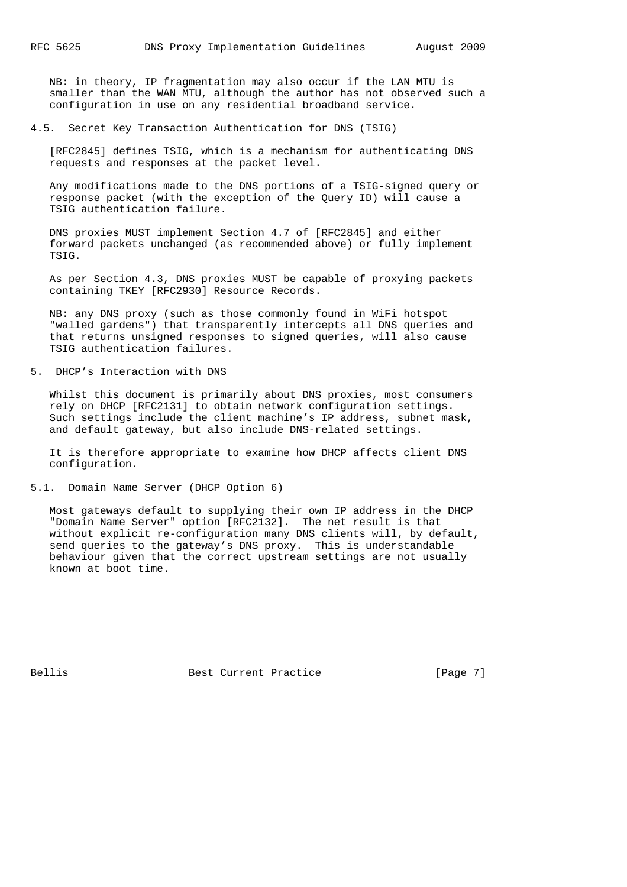NB: in theory, IP fragmentation may also occur if the LAN MTU is smaller than the WAN MTU, although the author has not observed such a configuration in use on any residential broadband service.

### 4.5. Secret Key Transaction Authentication for DNS (TSIG)

[RFC2845] defines TSIG, which is a mechanism for authenticating DNS requests and responses at the packet level.

Any modifications made to the DNS portions of a TSIG-signed query or response packet (with the exception of the Query ID) will cause a TSIG authentication failure.

DNS proxies MUST implement Section 4.7 of [RFC2845] and either forward packets unchanged (as recommended above) or fully implement TSIG.

As per Section 4.3, DNS proxies MUST be capable of proxying packets containing TKEY [RFC2930] Resource Records.

NB: any DNS proxy (such as those commonly found in WiFi hotspot "walled gardens") that transparently intercepts all DNS queries and that returns unsigned responses to signed queries, will also cause TSIG authentication failures.

## 5. DHCP's Interaction with DNS

Whilst this document is primarily about DNS proxies, most consumers rely on DHCP [RFC2131] to obtain network configuration settings. Such settings include the client machine's IP address, subnet mask, and default gateway, but also include DNS-related settings.

It is therefore appropriate to examine how DHCP affects client DNS configuration.

### 5.1. Domain Name Server (DHCP Option 6)

Most gateways default to supplying their own IP address in the DHCP "Domain Name Server" option [RFC2132]. The net result is that without explicit re-configuration many DNS clients will, by default, send queries to the gateway's DNS proxy. This is understandable behaviour given that the correct upstream settings are not usually known at boot time.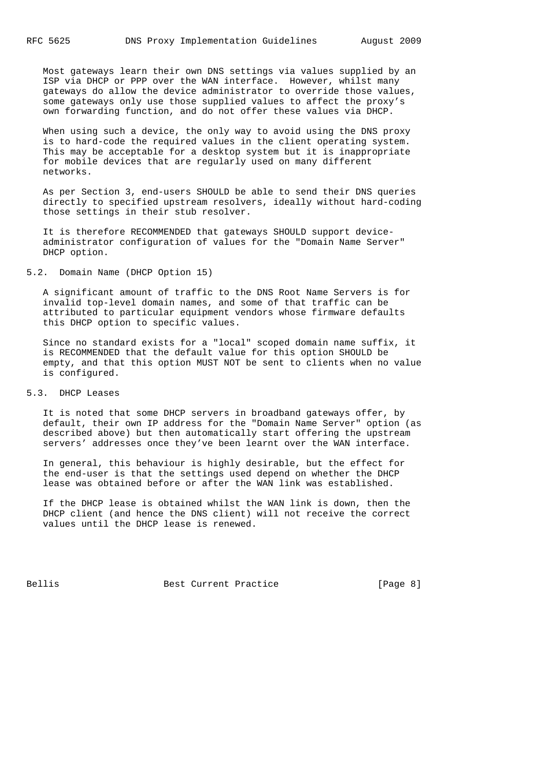Most gateways learn their own DNS settings via values supplied by an ISP via DHCP or PPP over the WAN interface. However, whilst many gateways do allow the device administrator to override those values, some gateways only use those supplied values to affect the proxy's own forwarding function, and do not offer these values via DHCP.

When using such a device, the only way to avoid using the DNS proxy is to hard-code the required values in the client operating system. This may be acceptable for a desktop system but it is inappropriate for mobile devices that are regularly used on many different networks.

As per Section 3, end-users SHOULD be able to send their DNS queries directly to specified upstream resolvers, ideally without hard-coding those settings in their stub resolver.

It is therefore RECOMMENDED that gateways SHOULD support device-administrator configuration of values for the "Domain Name Server" DHCP option.

## 5.2. Domain Name (DHCP Option 15)

A significant amount of traffic to the DNS Root Name Servers is for invalid top-level domain names, and some of that traffic can be attributed to particular equipment vendors whose firmware defaults this DHCP option to specific values.

Since no standard exists for a "local" scoped domain name suffix, it is RECOMMENDED that the default value for this option SHOULD be empty, and that this option MUST NOT be sent to clients when no value is configured.

## 5.3. DHCP Leases

It is noted that some DHCP servers in broadband gateways offer, by default, their own IP address for the "Domain Name Server" option (as described above) but then automatically start offering the upstream servers' addresses once they've been learnt over the WAN interface.

In general, this behaviour is highly desirable, but the effect for the end-user is that the settings used depend on whether the DHCP lease was obtained before or after the WAN link was established.

If the DHCP lease is obtained whilst the WAN link is down, then the DHCP client (and hence the DNS client) will not receive the correct values until the DHCP lease is renewed.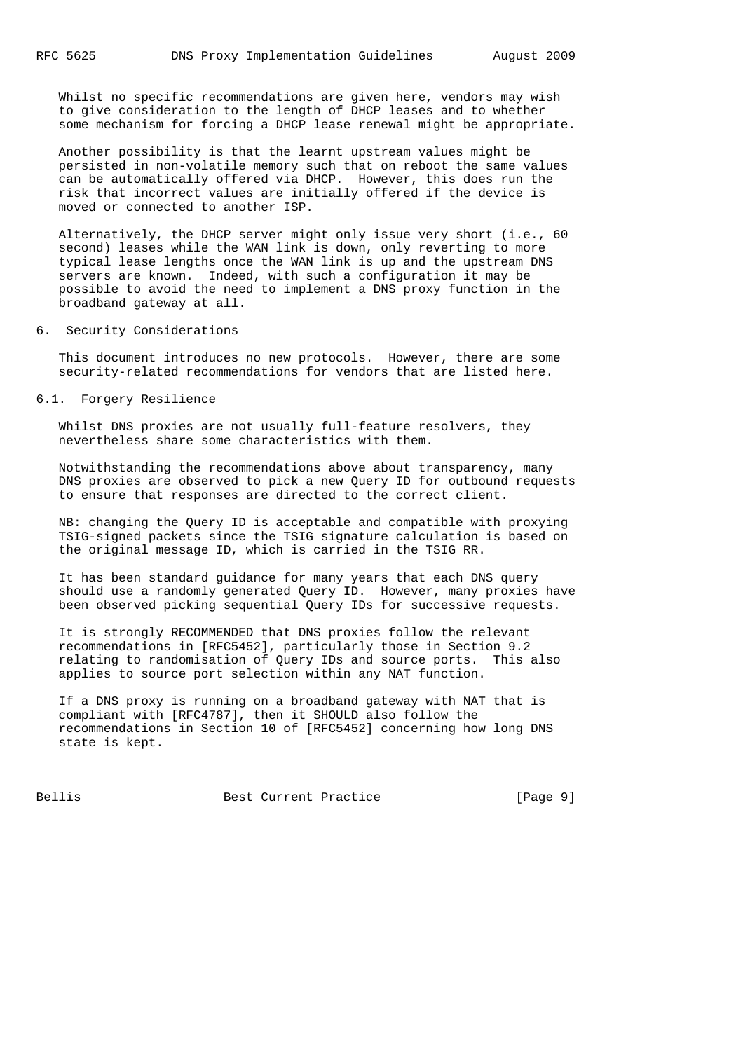Whilst no specific recommendations are given here, vendors may wish to give consideration to the length of DHCP leases and to whether some mechanism for forcing a DHCP lease renewal might be appropriate.

Another possibility is that the learnt upstream values might be persisted in non-volatile memory such that on reboot the same values can be automatically offered via DHCP. However, this does run the risk that incorrect values are initially offered if the device is moved or connected to another ISP.

Alternatively, the DHCP server might only issue very short (i.e., 60 second) leases while the WAN link is down, only reverting to more typical lease lengths once the WAN link is up and the upstream DNS servers are known. Indeed, with such a configuration it may be possible to avoid the need to implement a DNS proxy function in the broadband gateway at all.

## 6. Security Considerations

This document introduces no new protocols. However, there are some security-related recommendations for vendors that are listed here.

### 6.1. Forgery Resilience

Whilst DNS proxies are not usually full-feature resolvers, they nevertheless share some characteristics with them.

Notwithstanding the recommendations above about transparency, many DNS proxies are observed to pick a new Query ID for outbound requests to ensure that responses are directed to the correct client.

NB: changing the Query ID is acceptable and compatible with proxying TSIG-signed packets since the TSIG signature calculation is based on the original message ID, which is carried in the TSIG RR.

It has been standard guidance for many years that each DNS query should use a randomly generated Query ID. However, many proxies have been observed picking sequential Query IDs for successive requests.

It is strongly RECOMMENDED that DNS proxies follow the relevant recommendations in [RFC5452], particularly those in Section 9.2 relating to randomisation of Query IDs and source ports. This also applies to source port selection within any NAT function.

If a DNS proxy is running on a broadband gateway with NAT that is compliant with [RFC4787], then it SHOULD also follow the recommendations in Section 10 of [RFC5452] concerning how long DNS state is kept.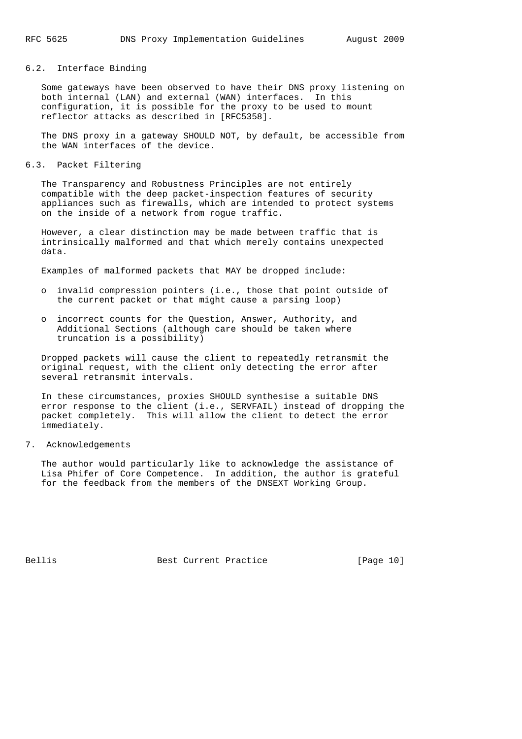### 6.2. Interface Binding

Some gateways have been observed to have their DNS proxy listening on both internal (LAN) and external (WAN) interfaces. In this configuration, it is possible for the proxy to be used to mount reflector attacks as described in [RFC5358].

The DNS proxy in a gateway SHOULD NOT, by default, be accessible from the WAN interfaces of the device.

### 6.3. Packet Filtering

The Transparency and Robustness Principles are not entirely compatible with the deep packet-inspection features of security appliances such as firewalls, which are intended to protect systems on the inside of a network from rogue traffic.

However, a clear distinction may be made between traffic that is intrinsically malformed and that which merely contains unexpected data.

Examples of malformed packets that MAY be dropped include:

- invalid compression pointers (i.e., those that point outside of the current packet or that might cause a parsing loop)
- incorrect counts for the Question, Answer, Authority, and Additional Sections (although care should be taken where truncation is a possibility)

Dropped packets will cause the client to repeatedly retransmit the original request, with the client only detecting the error after several retransmit intervals.

In these circumstances, proxies SHOULD synthesise a suitable DNS error response to the client (i.e., SERVFAIL) instead of dropping the packet completely. This will allow the client to detect the error immediately.

## 7. Acknowledgements

The author would particularly like to acknowledge the assistance of Lisa Phifer of Core Competence. In addition, the author is grateful for the feedback from the members of the DNSEXT Working Group.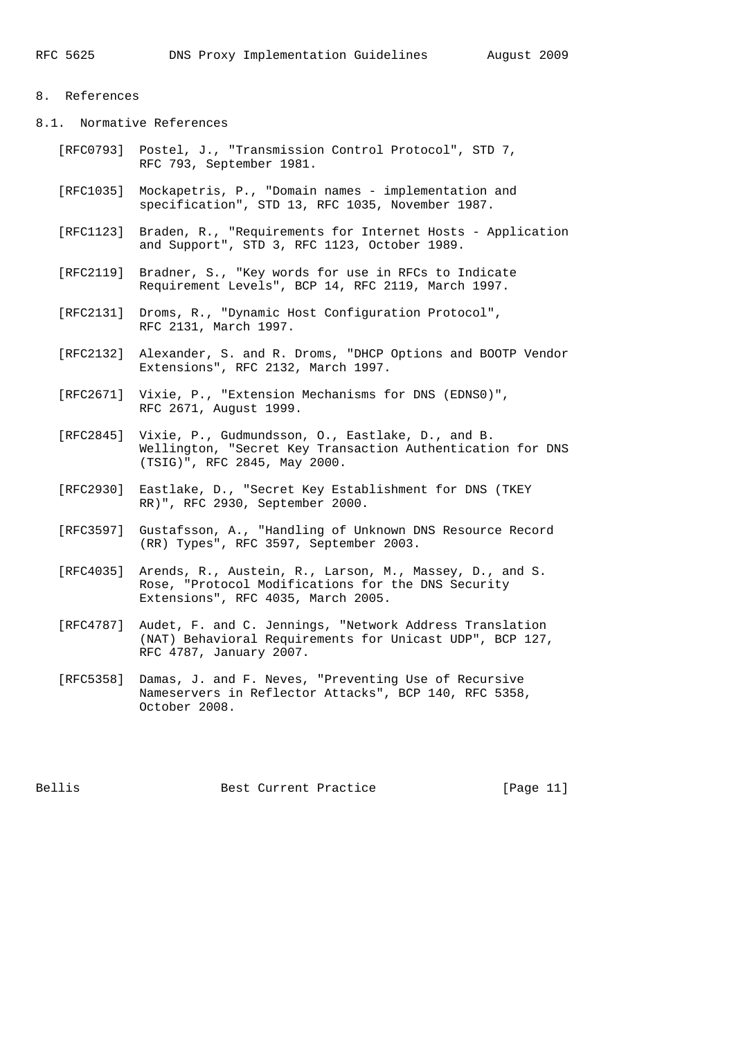## 8. References

### 8.1. Normative References

[RFC0793] Postel, J., "Transmission Control Protocol", STD 7, RFC 793, September 1981.

[RFC1035] Mockapetris, P., "Domain names - implementation and specification", STD 13, RFC 1035, November 1987.

[RFC1123] Braden, R., "Requirements for Internet Hosts - Application and Support", STD 3, RFC 1123, October 1989.

[RFC2119] Bradner, S., "Key words for use in RFCs to Indicate Requirement Levels", BCP 14, RFC 2119, March 1997.

[RFC2131] Droms, R., "Dynamic Host Configuration Protocol", RFC 2131, March 1997.

[RFC2132] Alexander, S. and R. Droms, "DHCP Options and BOOTP Vendor Extensions", RFC 2132, March 1997.

[RFC2671] Vixie, P., "Extension Mechanisms for DNS (EDNS0)", RFC 2671, August 1999.

[RFC2845] Vixie, P., Gudmundsson, O., Eastlake, D., and B. Wellington, "Secret Key Transaction Authentication for DNS (TSIG)", RFC 2845, May 2000.

[RFC2930] Eastlake, D., "Secret Key Establishment for DNS (TKEY RR)", RFC 2930, September 2000.

[RFC3597] Gustafsson, A., "Handling of Unknown DNS Resource Record (RR) Types", RFC 3597, September 2003.

[RFC4035] Arends, R., Austein, R., Larson, M., Massey, D., and S. Rose, "Protocol Modifications for the DNS Security Extensions", RFC 4035, March 2005.

[RFC4787] Audet, F. and C. Jennings, "Network Address Translation (NAT) Behavioral Requirements for Unicast UDP", BCP 127, RFC 4787, January 2007.

[RFC5358] Damas, J. and F. Neves, "Preventing Use of Recursive Nameservers in Reflector Attacks", BCP 140, RFC 5358, October 2008.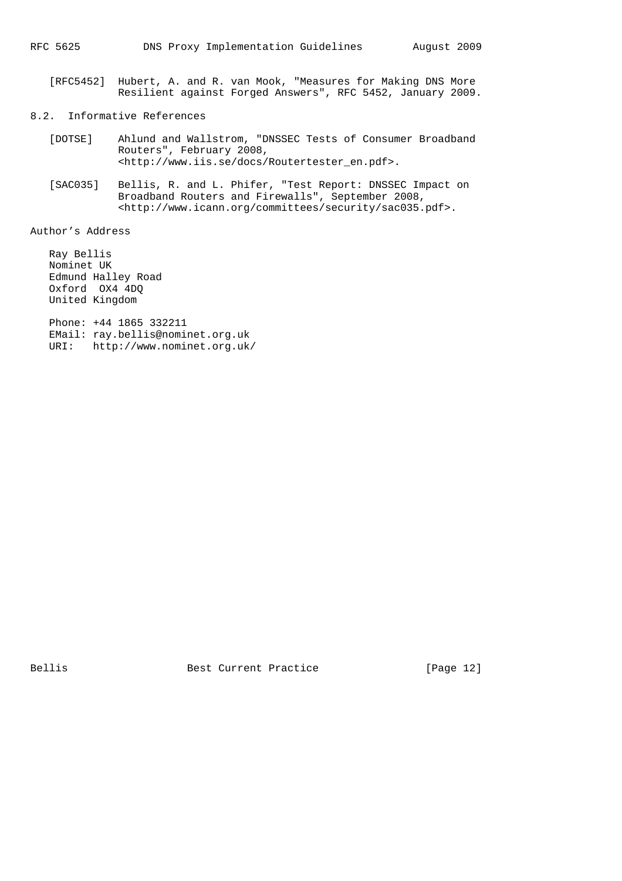[RFC5452] Hubert, A. and R. van Mook, "Measures for Making DNS More Resilient against Forged Answers", RFC 5452, January 2009.

## 8.2. Informative References

[DOTSE] Ahlund and Wallstrom, "DNSSEC Tests of Consumer Broadband Routers", February 2008, <http://www.iis.se/docs/Routertester_en.pdf>.

[SAC035] Bellis, R. and L. Phifer, "Test Report: DNSSEC Impact on Broadband Routers and Firewalls", September 2008, <http://www.icann.org/committees/security/sac035.pdf>.

## Author's Address

Ray Bellis
Nominet UK
Edmund Halley Road
Oxford OX4 4DQ
United Kingdom

Phone: +44 1865 332211
EMail: ray.bellis@nominet.org.uk
URI: http://www.nominet.org.uk/